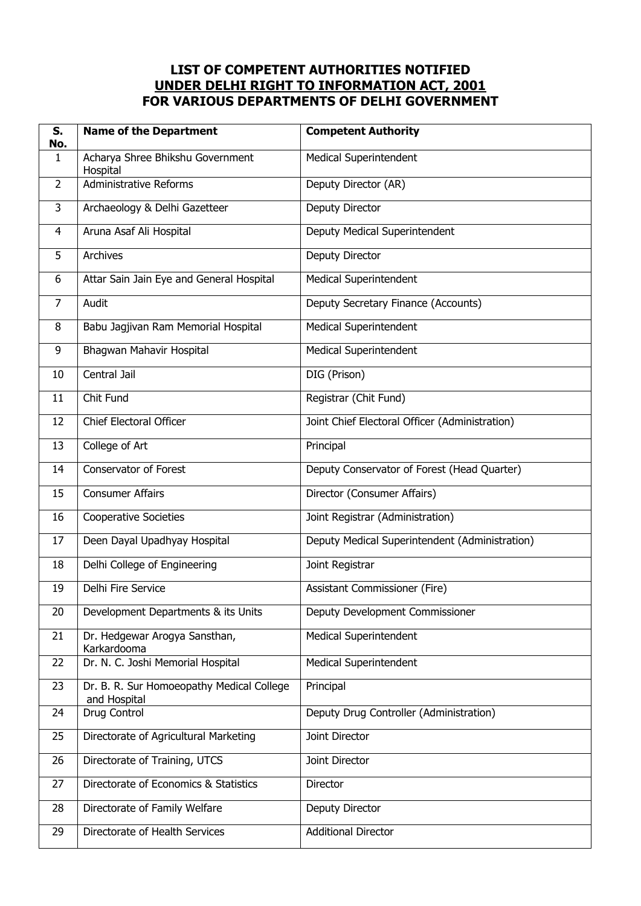# LIST OF COMPETENT AUTHORITIES NOTIFIED UNDER DELHI RIGHT TO INFORMATION ACT, 2001 FOR VARIOUS DEPARTMENTS OF DELHI GOVERNMENT

| S. No. | Name of the Department | Competent Authority |
|---|---|---|
| 1 | Acharya Shree Bhikshu Government Hospital | Medical Superintendent |
| 2 | Administrative Reforms | Deputy Director (AR) |
| 3 | Archaeology & Delhi Gazetteer | Deputy Director |
| 4 | Aruna Asaf Ali Hospital | Deputy Medical Superintendent |
| 5 | Archives | Deputy Director |
| 6 | Attar Sain Jain Eye and General Hospital | Medical Superintendent |
| 7 | Audit | Deputy Secretary Finance (Accounts) |
| 8 | Babu Jagjivan Ram Memorial Hospital | Medical Superintendent |
| 9 | Bhagwan Mahavir Hospital | Medical Superintendent |
| 10 | Central Jail | DIG (Prison) |
| 11 | Chit Fund | Registrar (Chit Fund) |
| 12 | Chief Electoral Officer | Joint Chief Electoral Officer (Administration) |
| 13 | College of Art | Principal |
| 14 | Conservator of Forest | Deputy Conservator of Forest (Head Quarter) |
| 15 | Consumer Affairs | Director (Consumer Affairs) |
| 16 | Cooperative Societies | Joint Registrar (Administration) |
| 17 | Deen Dayal Upadhyay Hospital | Deputy Medical Superintendent (Administration) |
| 18 | Delhi College of Engineering | Joint Registrar |
| 19 | Delhi Fire Service | Assistant Commissioner (Fire) |
| 20 | Development Departments & its Units | Deputy Development Commissioner |
| 21 | Dr. Hedgewar Arogya Sansthan, Karkardooma | Medical Superintendent |
| 22 | Dr. N. C. Joshi Memorial Hospital | Medical Superintendent |
| 23 | Dr. B. R. Sur Homoeopathy Medical College and Hospital | Principal |
| 24 | Drug Control | Deputy Drug Controller (Administration) |
| 25 | Directorate of Agricultural Marketing | Joint Director |
| 26 | Directorate of Training, UTCS | Joint Director |
| 27 | Directorate of Economics & Statistics | Director |
| 28 | Directorate of Family Welfare | Deputy Director |
| 29 | Directorate of Health Services | Additional Director |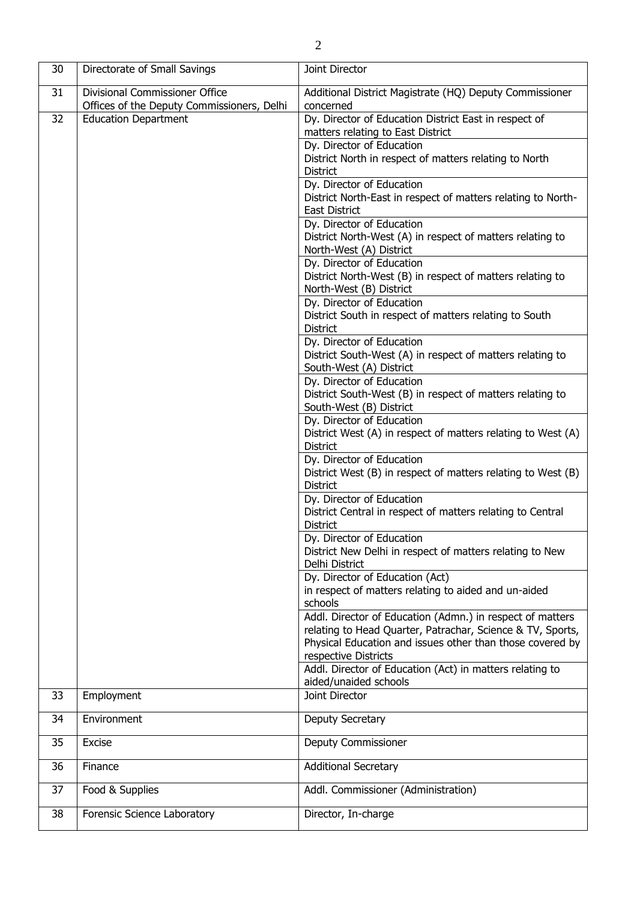| | | |
|---|---|---|
| 30 | Directorate of Small Savings | Joint Director |
| 31 | Divisional Commissioner Office<br>Offices of the Deputy Commissioners, Delhi | Additional District Magistrate (HQ) Deputy Commissioner concerned |
| 32 | Education Department | Dy. Director of Education District East in respect of matters relating to East District |
| | | Dy. Director of Education<br>District North in respect of matters relating to North District |
| | | Dy. Director of Education<br>District North-East in respect of matters relating to North-East District |
| | | Dy. Director of Education<br>District North-West (A) in respect of matters relating to North-West (A) District |
| | | Dy. Director of Education<br>District North-West (B) in respect of matters relating to North-West (B) District |
| | | Dy. Director of Education<br>District South in respect of matters relating to South District |
| | | Dy. Director of Education<br>District South-West (A) in respect of matters relating to South-West (A) District |
| | | Dy. Director of Education<br>District South-West (B) in respect of matters relating to South-West (B) District |
| | | Dy. Director of Education<br>District West (A) in respect of matters relating to West (A) District |
| | | Dy. Director of Education<br>District West (B) in respect of matters relating to West (B) District |
| | | Dy. Director of Education<br>District Central in respect of matters relating to Central District |
| | | Dy. Director of Education<br>District New Delhi in respect of matters relating to New Delhi District |
| | | Dy. Director of Education (Act)<br>in respect of matters relating to aided and un-aided schools |
| | | Addl. Director of Education (Admn.) in respect of matters relating to Head Quarter, Patrachar, Science & TV, Sports, Physical Education and issues other than those covered by respective Districts |
| | | Addl. Director of Education (Act) in matters relating to aided/unaided schools |
| 33 | Employment | Joint Director |
| 34 | Environment | Deputy Secretary |
| 35 | Excise | Deputy Commissioner |
| 36 | Finance | Additional Secretary |
| 37 | Food & Supplies | Addl. Commissioner (Administration) |
| 38 | Forensic Science Laboratory | Director, In-charge |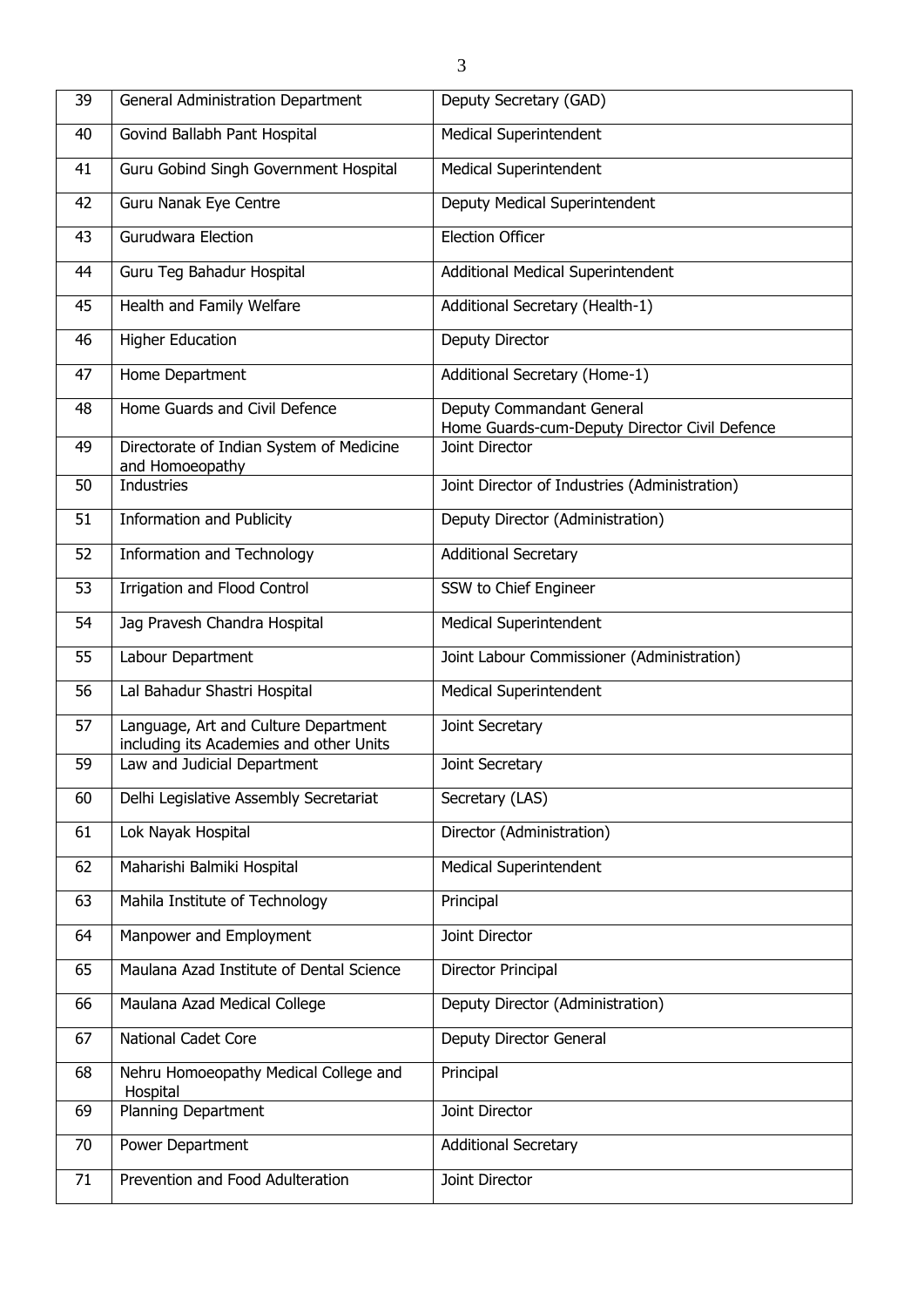| 39 | General Administration Department | Deputy Secretary (GAD) |
|---|---|---|
| 40 | Govind Ballabh Pant Hospital | Medical Superintendent |
| 41 | Guru Gobind Singh Government Hospital | Medical Superintendent |
| 42 | Guru Nanak Eye Centre | Deputy Medical Superintendent |
| 43 | Gurudwara Election | Election Officer |
| 44 | Guru Teg Bahadur Hospital | Additional Medical Superintendent |
| 45 | Health and Family Welfare | Additional Secretary (Health-1) |
| 46 | Higher Education | Deputy Director |
| 47 | Home Department | Additional Secretary (Home-1) |
| 48 | Home Guards and Civil Defence | Deputy Commandant General Home Guards-cum-Deputy Director Civil Defence |
| 49 | Directorate of Indian System of Medicine and Homoeopathy | Joint Director |
| 50 | Industries | Joint Director of Industries (Administration) |
| 51 | Information and Publicity | Deputy Director (Administration) |
| 52 | Information and Technology | Additional Secretary |
| 53 | Irrigation and Flood Control | SSW to Chief Engineer |
| 54 | Jag Pravesh Chandra Hospital | Medical Superintendent |
| 55 | Labour Department | Joint Labour Commissioner (Administration) |
| 56 | Lal Bahadur Shastri Hospital | Medical Superintendent |
| 57 | Language, Art and Culture Department including its Academies and other Units | Joint Secretary |
| 59 | Law and Judicial Department | Joint Secretary |
| 60 | Delhi Legislative Assembly Secretariat | Secretary (LAS) |
| 61 | Lok Nayak Hospital | Director (Administration) |
| 62 | Maharishi Balmiki Hospital | Medical Superintendent |
| 63 | Mahila Institute of Technology | Principal |
| 64 | Manpower and Employment | Joint Director |
| 65 | Maulana Azad Institute of Dental Science | Director Principal |
| 66 | Maulana Azad Medical College | Deputy Director (Administration) |
| 67 | National Cadet Core | Deputy Director General |
| 68 | Nehru Homoeopathy Medical College and Hospital | Principal |
| 69 | Planning Department | Joint Director |
| 70 | Power Department | Additional Secretary |
| 71 | Prevention and Food Adulteration | Joint Director |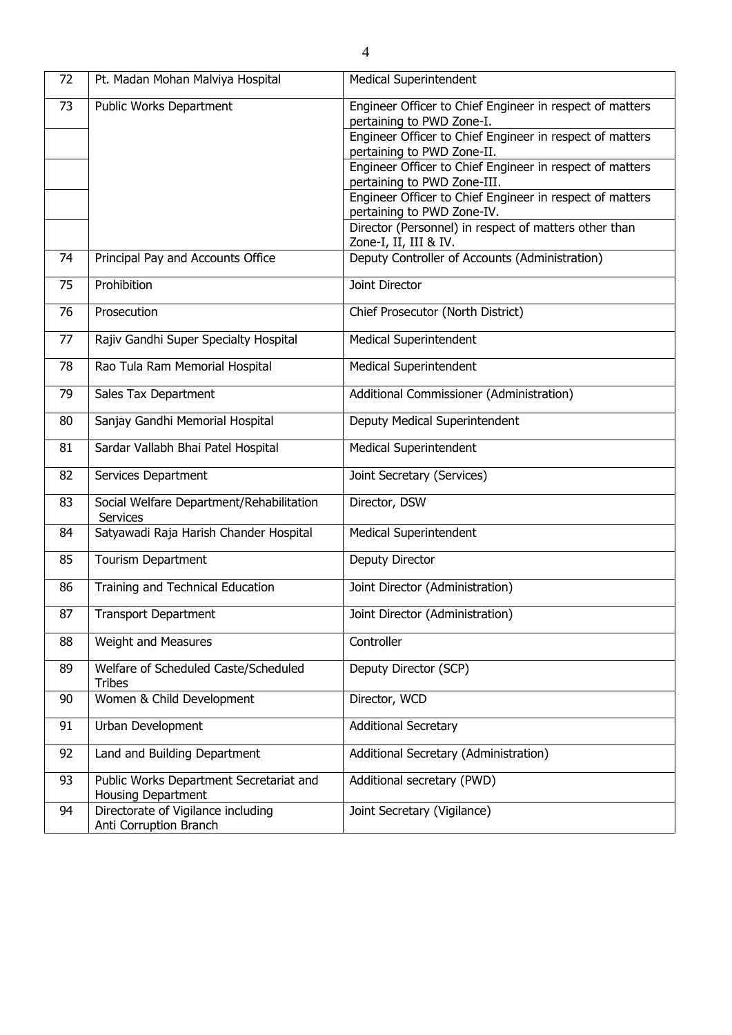| 72 | Pt. Madan Mohan Malviya Hospital | Medical Superintendent |
|---|---|---|
| 73 | Public Works Department | Engineer Officer to Chief Engineer in respect of matters pertaining to PWD Zone-I. |
| | | Engineer Officer to Chief Engineer in respect of matters pertaining to PWD Zone-II. |
| | | Engineer Officer to Chief Engineer in respect of matters pertaining to PWD Zone-III. |
| | | Engineer Officer to Chief Engineer in respect of matters pertaining to PWD Zone-IV. |
| | | Director (Personnel) in respect of matters other than Zone-I, II, III & IV. |
| 74 | Principal Pay and Accounts Office | Deputy Controller of Accounts (Administration) |
| 75 | Prohibition | Joint Director |
| 76 | Prosecution | Chief Prosecutor (North District) |
| 77 | Rajiv Gandhi Super Specialty Hospital | Medical Superintendent |
| 78 | Rao Tula Ram Memorial Hospital | Medical Superintendent |
| 79 | Sales Tax Department | Additional Commissioner (Administration) |
| 80 | Sanjay Gandhi Memorial Hospital | Deputy Medical Superintendent |
| 81 | Sardar Vallabh Bhai Patel Hospital | Medical Superintendent |
| 82 | Services Department | Joint Secretary (Services) |
| 83 | Social Welfare Department/Rehabilitation Services | Director, DSW |
| 84 | Satyawadi Raja Harish Chander Hospital | Medical Superintendent |
| 85 | Tourism Department | Deputy Director |
| 86 | Training and Technical Education | Joint Director (Administration) |
| 87 | Transport Department | Joint Director (Administration) |
| 88 | Weight and Measures | Controller |
| 89 | Welfare of Scheduled Caste/Scheduled Tribes | Deputy Director (SCP) |
| 90 | Women & Child Development | Director, WCD |
| 91 | Urban Development | Additional Secretary |
| 92 | Land and Building Department | Additional Secretary (Administration) |
| 93 | Public Works Department Secretariat and Housing Department | Additional secretary (PWD) |
| 94 | Directorate of Vigilance including Anti Corruption Branch | Joint Secretary (Vigilance) |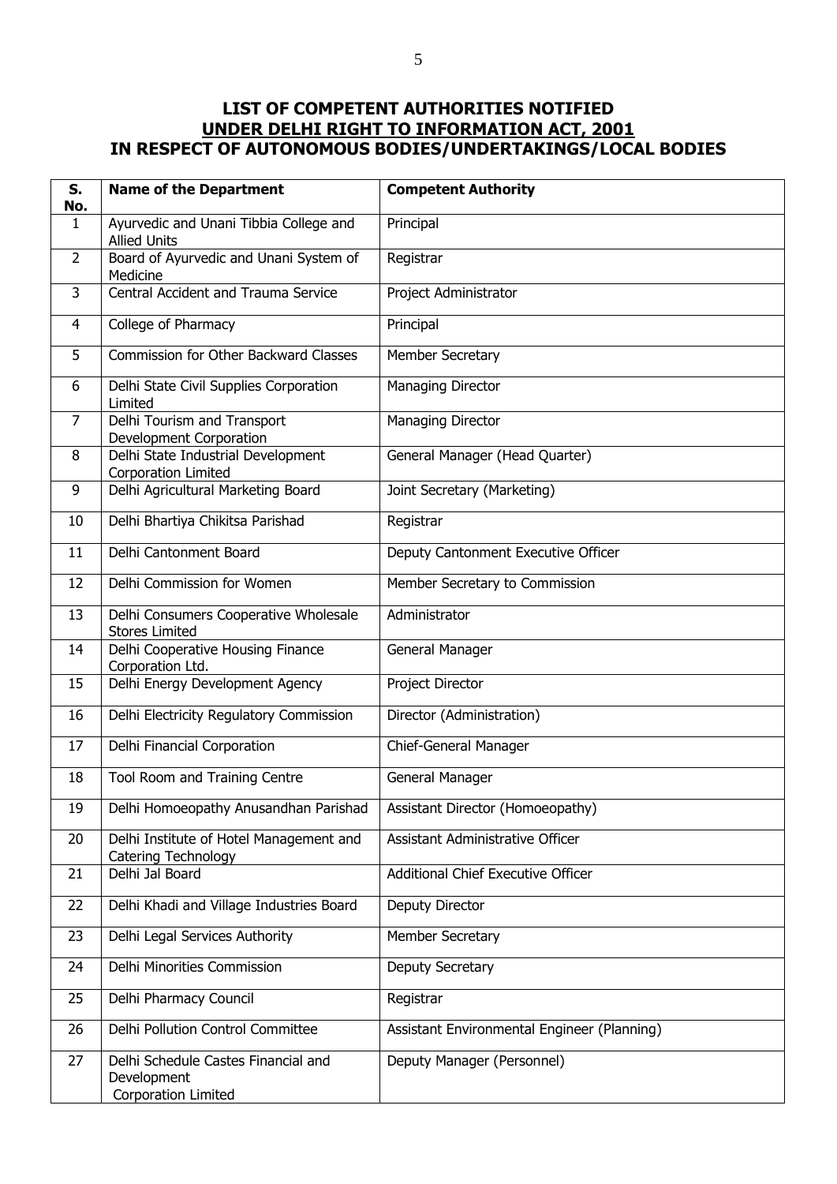## LIST OF COMPETENT AUTHORITIES NOTIFIED UNDER DELHI RIGHT TO INFORMATION ACT, 2001 IN RESPECT OF AUTONOMOUS BODIES/UNDERTAKINGS/LOCAL BODIES

| S. No. | Name of the Department | Competent Authority |
|---|---|---|
| 1 | Ayurvedic and Unani Tibbia College and Allied Units | Principal |
| 2 | Board of Ayurvedic and Unani System of Medicine | Registrar |
| 3 | Central Accident and Trauma Service | Project Administrator |
| 4 | College of Pharmacy | Principal |
| 5 | Commission for Other Backward Classes | Member Secretary |
| 6 | Delhi State Civil Supplies Corporation Limited | Managing Director |
| 7 | Delhi Tourism and Transport Development Corporation | Managing Director |
| 8 | Delhi State Industrial Development Corporation Limited | General Manager (Head Quarter) |
| 9 | Delhi Agricultural Marketing Board | Joint Secretary (Marketing) |
| 10 | Delhi Bhartiya Chikitsa Parishad | Registrar |
| 11 | Delhi Cantonment Board | Deputy Cantonment Executive Officer |
| 12 | Delhi Commission for Women | Member Secretary to Commission |
| 13 | Delhi Consumers Cooperative Wholesale Stores Limited | Administrator |
| 14 | Delhi Cooperative Housing Finance Corporation Ltd. | General Manager |
| 15 | Delhi Energy Development Agency | Project Director |
| 16 | Delhi Electricity Regulatory Commission | Director (Administration) |
| 17 | Delhi Financial Corporation | Chief-General Manager |
| 18 | Tool Room and Training Centre | General Manager |
| 19 | Delhi Homoeopathy Anusandhan Parishad | Assistant Director (Homoeopathy) |
| 20 | Delhi Institute of Hotel Management and Catering Technology | Assistant Administrative Officer |
| 21 | Delhi Jal Board | Additional Chief Executive Officer |
| 22 | Delhi Khadi and Village Industries Board | Deputy Director |
| 23 | Delhi Legal Services Authority | Member Secretary |
| 24 | Delhi Minorities Commission | Deputy Secretary |
| 25 | Delhi Pharmacy Council | Registrar |
| 26 | Delhi Pollution Control Committee | Assistant Environmental Engineer (Planning) |
| 27 | Delhi Schedule Castes Financial and Development Corporation Limited | Deputy Manager (Personnel) |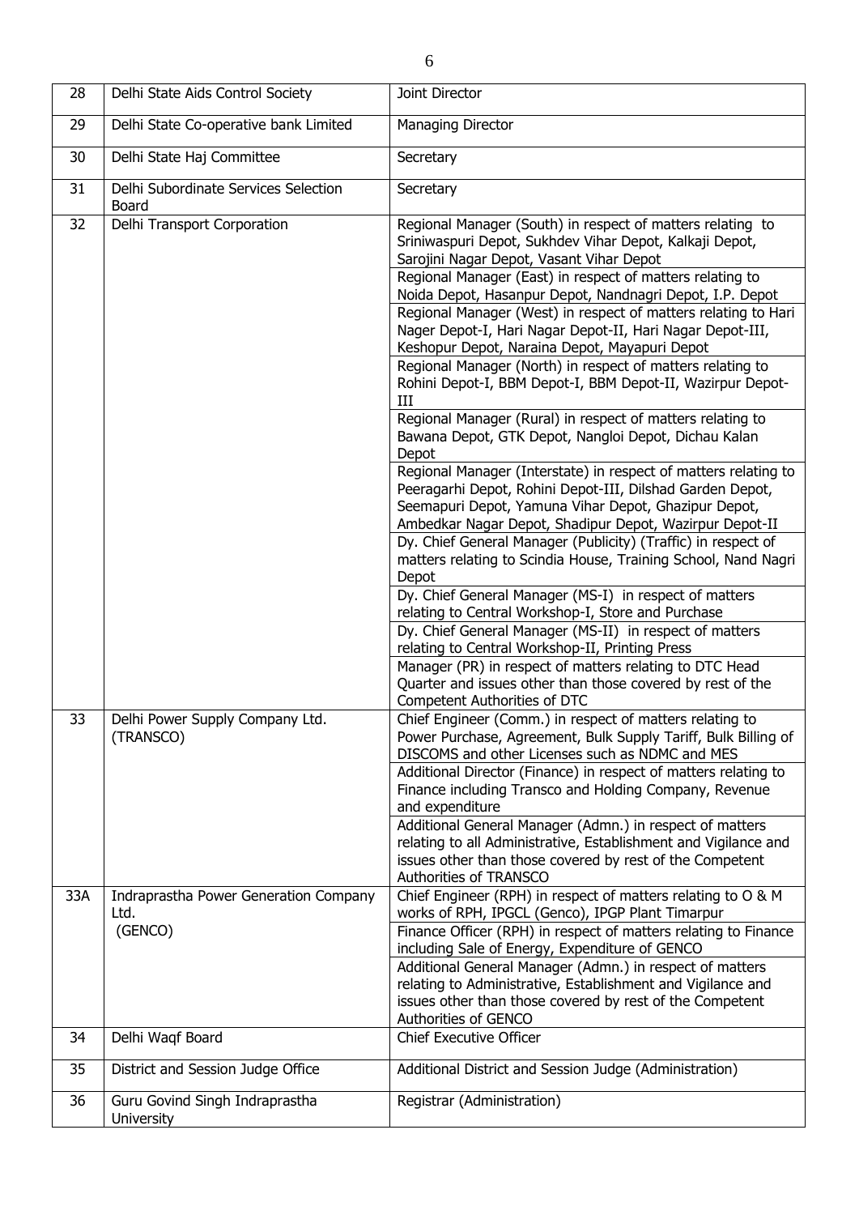| 28 | Delhi State Aids Control Society | Joint Director |
|---|---|---|
| 29 | Delhi State Co-operative bank Limited | Managing Director |
| 30 | Delhi State Haj Committee | Secretary |
| 31 | Delhi Subordinate Services Selection Board | Secretary |
| 32 | Delhi Transport Corporation | Regional Manager (South) in respect of matters relating to Sriniwaspuri Depot, Sukhdev Vihar Depot, Kalkaji Depot, Sarojini Nagar Depot, Vasant Vihar Depot |
| | | Regional Manager (East) in respect of matters relating to Noida Depot, Hasanpur Depot, Nandnagri Depot, I.P. Depot |
| | | Regional Manager (West) in respect of matters relating to Hari Nager Depot-I, Hari Nagar Depot-II, Hari Nagar Depot-III, Keshopur Depot, Naraina Depot, Mayapuri Depot |
| | | Regional Manager (North) in respect of matters relating to Rohini Depot-I, BBM Depot-I, BBM Depot-II, Wazirpur Depot-III |
| | | Regional Manager (Rural) in respect of matters relating to Bawana Depot, GTK Depot, Nangloi Depot, Dichau Kalan Depot |
| | | Regional Manager (Interstate) in respect of matters relating to Peeragarhi Depot, Rohini Depot-III, Dilshad Garden Depot, Seemapuri Depot, Yamuna Vihar Depot, Ghazipur Depot, Ambedkar Nagar Depot, Shadipur Depot, Wazirpur Depot-II |
| | | Dy. Chief General Manager (Publicity) (Traffic) in respect of matters relating to Scindia House, Training School, Nand Nagri Depot |
| | | Dy. Chief General Manager (MS-I) in respect of matters relating to Central Workshop-I, Store and Purchase |
| | | Dy. Chief General Manager (MS-II) in respect of matters relating to Central Workshop-II, Printing Press |
| | | Manager (PR) in respect of matters relating to DTC Head Quarter and issues other than those covered by rest of the Competent Authorities of DTC |
| 33 | Delhi Power Supply Company Ltd. (TRANSCO) | Chief Engineer (Comm.) in respect of matters relating to Power Purchase, Agreement, Bulk Supply Tariff, Bulk Billing of DISCOMS and other Licenses such as NDMC and MES |
| | | Additional Director (Finance) in respect of matters relating to Finance including Transco and Holding Company, Revenue and expenditure |
| | | Additional General Manager (Admn.) in respect of matters relating to all Administrative, Establishment and Vigilance and issues other than those covered by rest of the Competent Authorities of TRANSCO |
| 33A | Indraprastha Power Generation Company Ltd. (GENCO) | Chief Engineer (RPH) in respect of matters relating to O & M works of RPH, IPGCL (Genco), IPGP Plant Timarpur |
| | | Finance Officer (RPH) in respect of matters relating to Finance including Sale of Energy, Expenditure of GENCO |
| | | Additional General Manager (Admn.) in respect of matters relating to Administrative, Establishment and Vigilance and issues other than those covered by rest of the Competent Authorities of GENCO |
| 34 | Delhi Waqf Board | Chief Executive Officer |
| 35 | District and Session Judge Office | Additional District and Session Judge (Administration) |
| 36 | Guru Govind Singh Indraprastha University | Registrar (Administration) |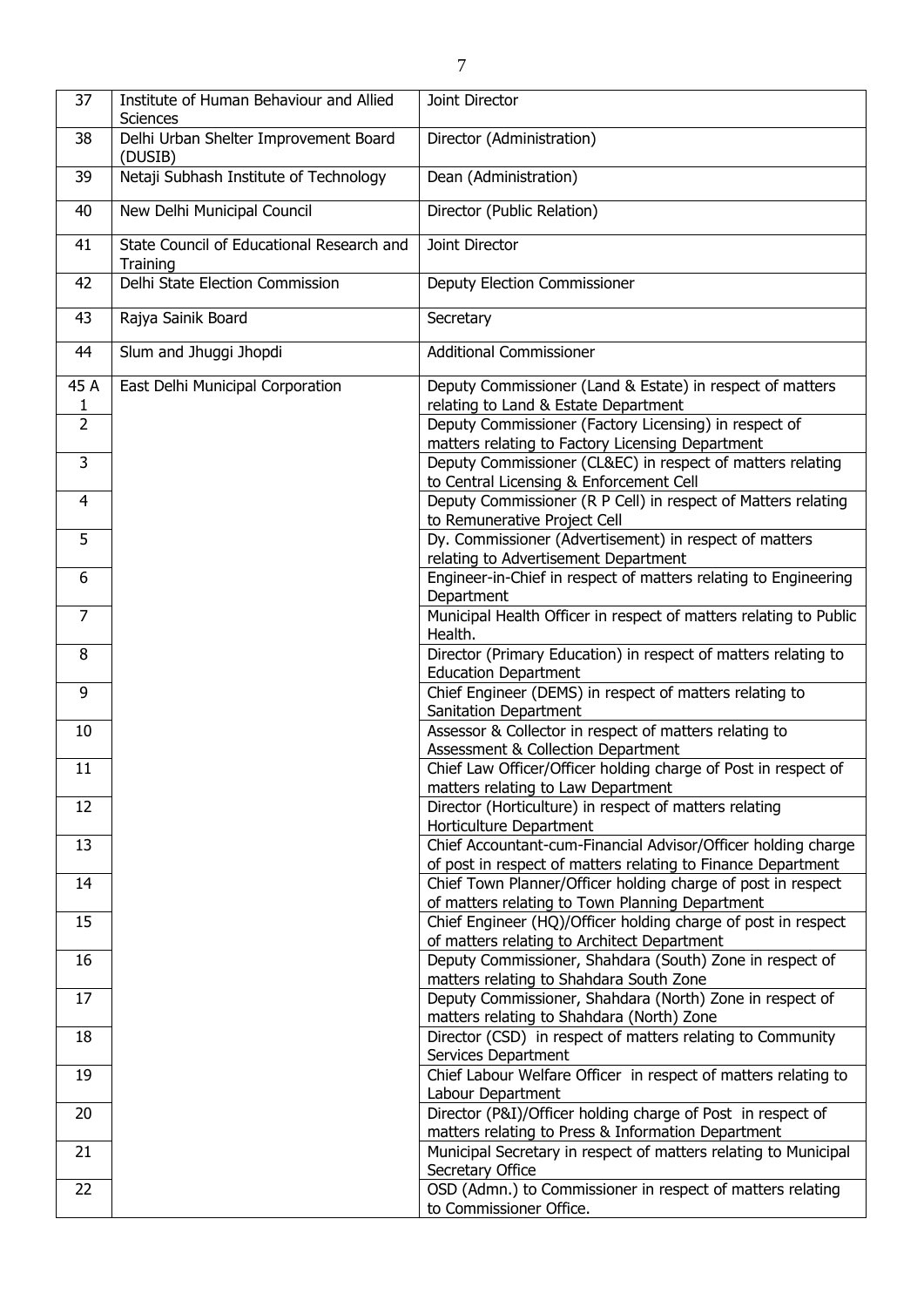| 37 | Institute of Human Behaviour and Allied Sciences | Joint Director |
|---|---|---|
| 38 | Delhi Urban Shelter Improvement Board (DUSIB) | Director (Administration) |
| 39 | Netaji Subhash Institute of Technology | Dean (Administration) |
| 40 | New Delhi Municipal Council | Director (Public Relation) |
| 41 | State Council of Educational Research and Training | Joint Director |
| 42 | Delhi State Election Commission | Deputy Election Commissioner |
| 43 | Rajya Sainik Board | Secretary |
| 44 | Slum and Jhuggi Jhopdi | Additional Commissioner |
| 45 A 1 | East Delhi Municipal Corporation | Deputy Commissioner (Land & Estate) in respect of matters relating to Land & Estate Department |
| 2 | | Deputy Commissioner (Factory Licensing) in respect of matters relating to Factory Licensing Department |
| 3 | | Deputy Commissioner (CL&EC) in respect of matters relating to Central Licensing & Enforcement Cell |
| 4 | | Deputy Commissioner (R P Cell) in respect of Matters relating to Remunerative Project Cell |
| 5 | | Dy. Commissioner (Advertisement) in respect of matters relating to Advertisement Department |
| 6 | | Engineer-in-Chief in respect of matters relating to Engineering Department |
| 7 | | Municipal Health Officer in respect of matters relating to Public Health. |
| 8 | | Director (Primary Education) in respect of matters relating to Education Department |
| 9 | | Chief Engineer (DEMS) in respect of matters relating to Sanitation Department |
| 10 | | Assessor & Collector in respect of matters relating to Assessment & Collection Department |
| 11 | | Chief Law Officer/Officer holding charge of Post in respect of matters relating to Law Department |
| 12 | | Director (Horticulture) in respect of matters relating Horticulture Department |
| 13 | | Chief Accountant-cum-Financial Advisor/Officer holding charge of post in respect of matters relating to Finance Department |
| 14 | | Chief Town Planner/Officer holding charge of post in respect of matters relating to Town Planning Department |
| 15 | | Chief Engineer (HQ)/Officer holding charge of post in respect of matters relating to Architect Department |
| 16 | | Deputy Commissioner, Shahdara (South) Zone in respect of matters relating to Shahdara South Zone |
| 17 | | Deputy Commissioner, Shahdara (North) Zone in respect of matters relating to Shahdara (North) Zone |
| 18 | | Director (CSD) in respect of matters relating to Community Services Department |
| 19 | | Chief Labour Welfare Officer in respect of matters relating to Labour Department |
| 20 | | Director (P&I)/Officer holding charge of Post in respect of matters relating to Press & Information Department |
| 21 | | Municipal Secretary in respect of matters relating to Municipal Secretary Office |
| 22 | | OSD (Admn.) to Commissioner in respect of matters relating to Commissioner Office. |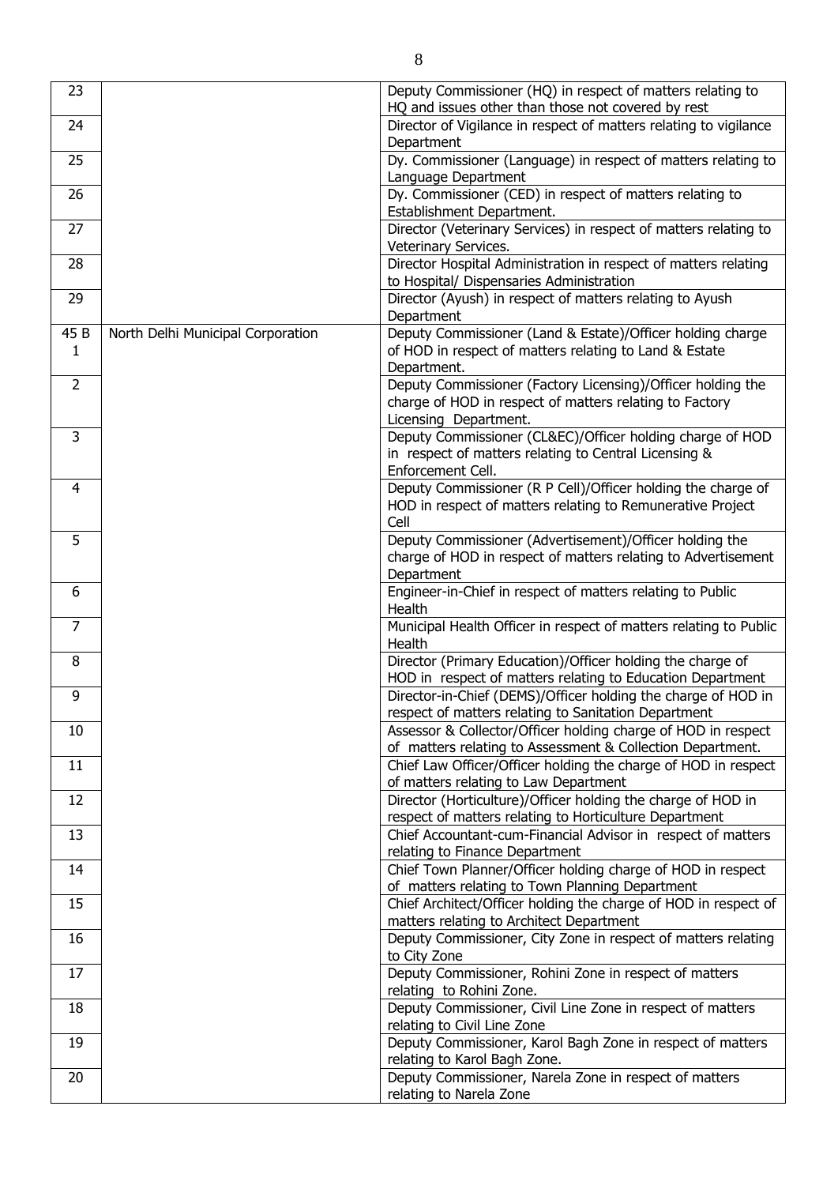| | | |
|---|---|---|
| 23 | | Deputy Commissioner (HQ) in respect of matters relating to HQ and issues other than those not covered by rest |
| 24 | | Director of Vigilance in respect of matters relating to vigilance Department |
| 25 | | Dy. Commissioner (Language) in respect of matters relating to Language Department |
| 26 | | Dy. Commissioner (CED) in respect of matters relating to Establishment Department. |
| 27 | | Director (Veterinary Services) in respect of matters relating to Veterinary Services. |
| 28 | | Director Hospital Administration in respect of matters relating to Hospital/ Dispensaries Administration |
| 29 | | Director (Ayush) in respect of matters relating to Ayush Department |
| 45 B 1 | North Delhi Municipal Corporation | Deputy Commissioner (Land & Estate)/Officer holding charge of HOD in respect of matters relating to Land & Estate Department. |
| 2 | | Deputy Commissioner (Factory Licensing)/Officer holding the charge of HOD in respect of matters relating to Factory Licensing Department. |
| 3 | | Deputy Commissioner (CL&EC)/Officer holding charge of HOD in respect of matters relating to Central Licensing & Enforcement Cell. |
| 4 | | Deputy Commissioner (R P Cell)/Officer holding the charge of HOD in respect of matters relating to Remunerative Project Cell |
| 5 | | Deputy Commissioner (Advertisement)/Officer holding the charge of HOD in respect of matters relating to Advertisement Department |
| 6 | | Engineer-in-Chief in respect of matters relating to Public Health |
| 7 | | Municipal Health Officer in respect of matters relating to Public Health |
| 8 | | Director (Primary Education)/Officer holding the charge of HOD in respect of matters relating to Education Department |
| 9 | | Director-in-Chief (DEMS)/Officer holding the charge of HOD in respect of matters relating to Sanitation Department |
| 10 | | Assessor & Collector/Officer holding charge of HOD in respect of matters relating to Assessment & Collection Department. |
| 11 | | Chief Law Officer/Officer holding the charge of HOD in respect of matters relating to Law Department |
| 12 | | Director (Horticulture)/Officer holding the charge of HOD in respect of matters relating to Horticulture Department |
| 13 | | Chief Accountant-cum-Financial Advisor in respect of matters relating to Finance Department |
| 14 | | Chief Town Planner/Officer holding charge of HOD in respect of matters relating to Town Planning Department |
| 15 | | Chief Architect/Officer holding the charge of HOD in respect of matters relating to Architect Department |
| 16 | | Deputy Commissioner, City Zone in respect of matters relating to City Zone |
| 17 | | Deputy Commissioner, Rohini Zone in respect of matters relating to Rohini Zone. |
| 18 | | Deputy Commissioner, Civil Line Zone in respect of matters relating to Civil Line Zone |
| 19 | | Deputy Commissioner, Karol Bagh Zone in respect of matters relating to Karol Bagh Zone. |
| 20 | | Deputy Commissioner, Narela Zone in respect of matters relating to Narela Zone |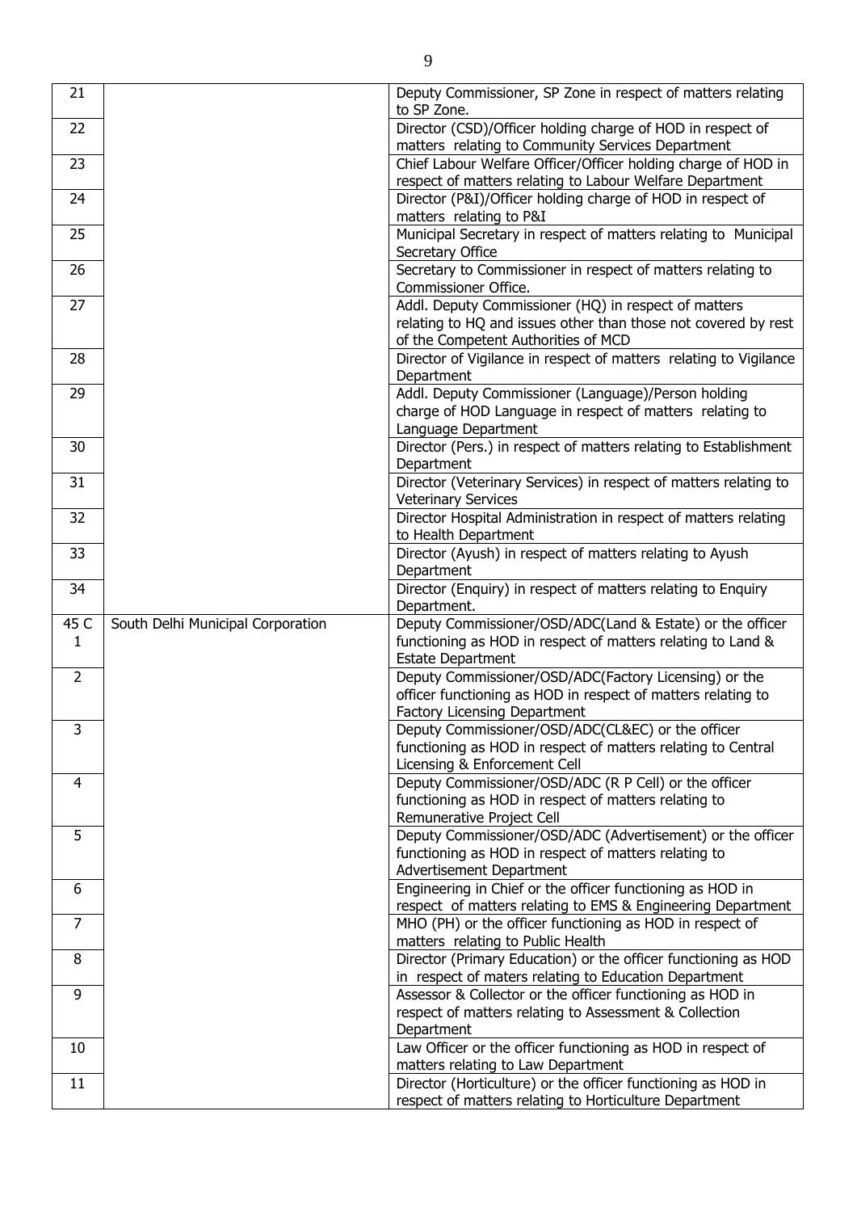| | | |
|---|---|---|
| 21 | | Deputy Commissioner, SP Zone in respect of matters relating to SP Zone. |
| 22 | | Director (CSD)/Officer holding charge of HOD in respect of matters relating to Community Services Department |
| 23 | | Chief Labour Welfare Officer/Officer holding charge of HOD in respect of matters relating to Labour Welfare Department |
| 24 | | Director (P&I)/Officer holding charge of HOD in respect of matters relating to P&I |
| 25 | | Municipal Secretary in respect of matters relating to Municipal Secretary Office |
| 26 | | Secretary to Commissioner in respect of matters relating to Commissioner Office. |
| 27 | | Addl. Deputy Commissioner (HQ) in respect of matters relating to HQ and issues other than those not covered by rest of the Competent Authorities of MCD |
| 28 | | Director of Vigilance in respect of matters relating to Vigilance Department |
| 29 | | Addl. Deputy Commissioner (Language)/Person holding charge of HOD Language in respect of matters relating to Language Department |
| 30 | | Director (Pers.) in respect of matters relating to Establishment Department |
| 31 | | Director (Veterinary Services) in respect of matters relating to Veterinary Services |
| 32 | | Director Hospital Administration in respect of matters relating to Health Department |
| 33 | | Director (Ayush) in respect of matters relating to Ayush Department |
| 34 | | Director (Enquiry) in respect of matters relating to Enquiry Department. |
| 45 C 1 | South Delhi Municipal Corporation | Deputy Commissioner/OSD/ADC(Land & Estate) or the officer functioning as HOD in respect of matters relating to Land & Estate Department |
| 2 | | Deputy Commissioner/OSD/ADC(Factory Licensing) or the officer functioning as HOD in respect of matters relating to Factory Licensing Department |
| 3 | | Deputy Commissioner/OSD/ADC(CL&EC) or the officer functioning as HOD in respect of matters relating to Central Licensing & Enforcement Cell |
| 4 | | Deputy Commissioner/OSD/ADC (R P Cell) or the officer functioning as HOD in respect of matters relating to Remunerative Project Cell |
| 5 | | Deputy Commissioner/OSD/ADC (Advertisement) or the officer functioning as HOD in respect of matters relating to Advertisement Department |
| 6 | | Engineering in Chief or the officer functioning as HOD in respect of matters relating to EMS & Engineering Department |
| 7 | | MHO (PH) or the officer functioning as HOD in respect of matters relating to Public Health |
| 8 | | Director (Primary Education) or the officer functioning as HOD in respect of maters relating to Education Department |
| 9 | | Assessor & Collector or the officer functioning as HOD in respect of matters relating to Assessment & Collection Department |
| 10 | | Law Officer or the officer functioning as HOD in respect of matters relating to Law Department |
| 11 | | Director (Horticulture) or the officer functioning as HOD in respect of matters relating to Horticulture Department |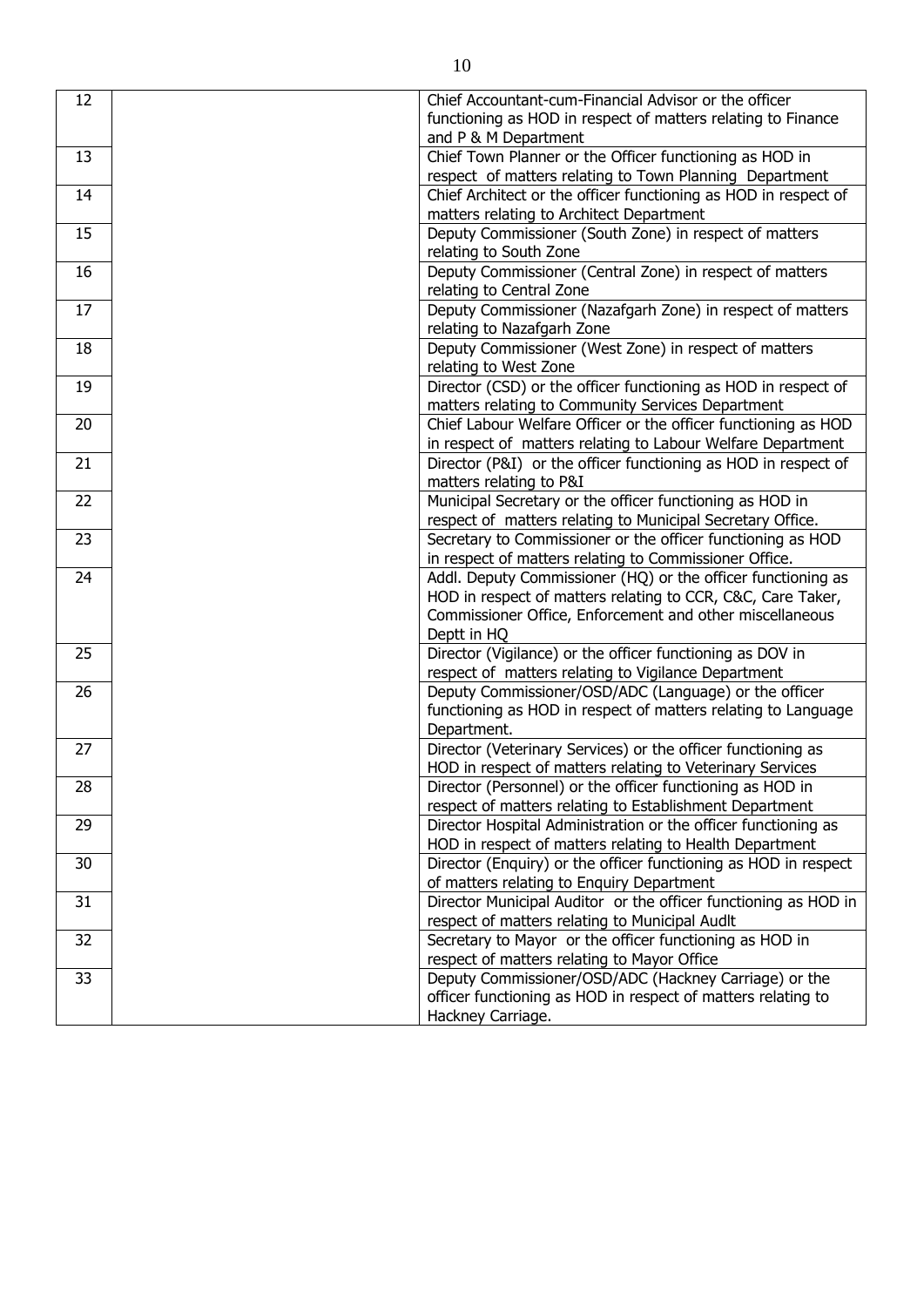| | | |
|---|---|---|
| 12 | | Chief Accountant-cum-Financial Advisor or the officer functioning as HOD in respect of matters relating to Finance and P & M Department |
| 13 | | Chief Town Planner or the Officer functioning as HOD in respect of matters relating to Town Planning Department |
| 14 | | Chief Architect or the officer functioning as HOD in respect of matters relating to Architect Department |
| 15 | | Deputy Commissioner (South Zone) in respect of matters relating to South Zone |
| 16 | | Deputy Commissioner (Central Zone) in respect of matters relating to Central Zone |
| 17 | | Deputy Commissioner (Nazafgarh Zone) in respect of matters relating to Nazafgarh Zone |
| 18 | | Deputy Commissioner (West Zone) in respect of matters relating to West Zone |
| 19 | | Director (CSD) or the officer functioning as HOD in respect of matters relating to Community Services Department |
| 20 | | Chief Labour Welfare Officer or the officer functioning as HOD in respect of matters relating to Labour Welfare Department |
| 21 | | Director (P&I) or the officer functioning as HOD in respect of matters relating to P&I |
| 22 | | Municipal Secretary or the officer functioning as HOD in respect of matters relating to Municipal Secretary Office. |
| 23 | | Secretary to Commissioner or the officer functioning as HOD in respect of matters relating to Commissioner Office. |
| 24 | | Addl. Deputy Commissioner (HQ) or the officer functioning as HOD in respect of matters relating to CCR, C&C, Care Taker, Commissioner Office, Enforcement and other miscellaneous Deptt in HQ |
| 25 | | Director (Vigilance) or the officer functioning as DOV in respect of matters relating to Vigilance Department |
| 26 | | Deputy Commissioner/OSD/ADC (Language) or the officer functioning as HOD in respect of matters relating to Language Department. |
| 27 | | Director (Veterinary Services) or the officer functioning as HOD in respect of matters relating to Veterinary Services |
| 28 | | Director (Personnel) or the officer functioning as HOD in respect of matters relating to Establishment Department |
| 29 | | Director Hospital Administration or the officer functioning as HOD in respect of matters relating to Health Department |
| 30 | | Director (Enquiry) or the officer functioning as HOD in respect of matters relating to Enquiry Department |
| 31 | | Director Municipal Auditor or the officer functioning as HOD in respect of matters relating to Municipal Audlt |
| 32 | | Secretary to Mayor or the officer functioning as HOD in respect of matters relating to Mayor Office |
| 33 | | Deputy Commissioner/OSD/ADC (Hackney Carriage) or the officer functioning as HOD in respect of matters relating to Hackney Carriage. |